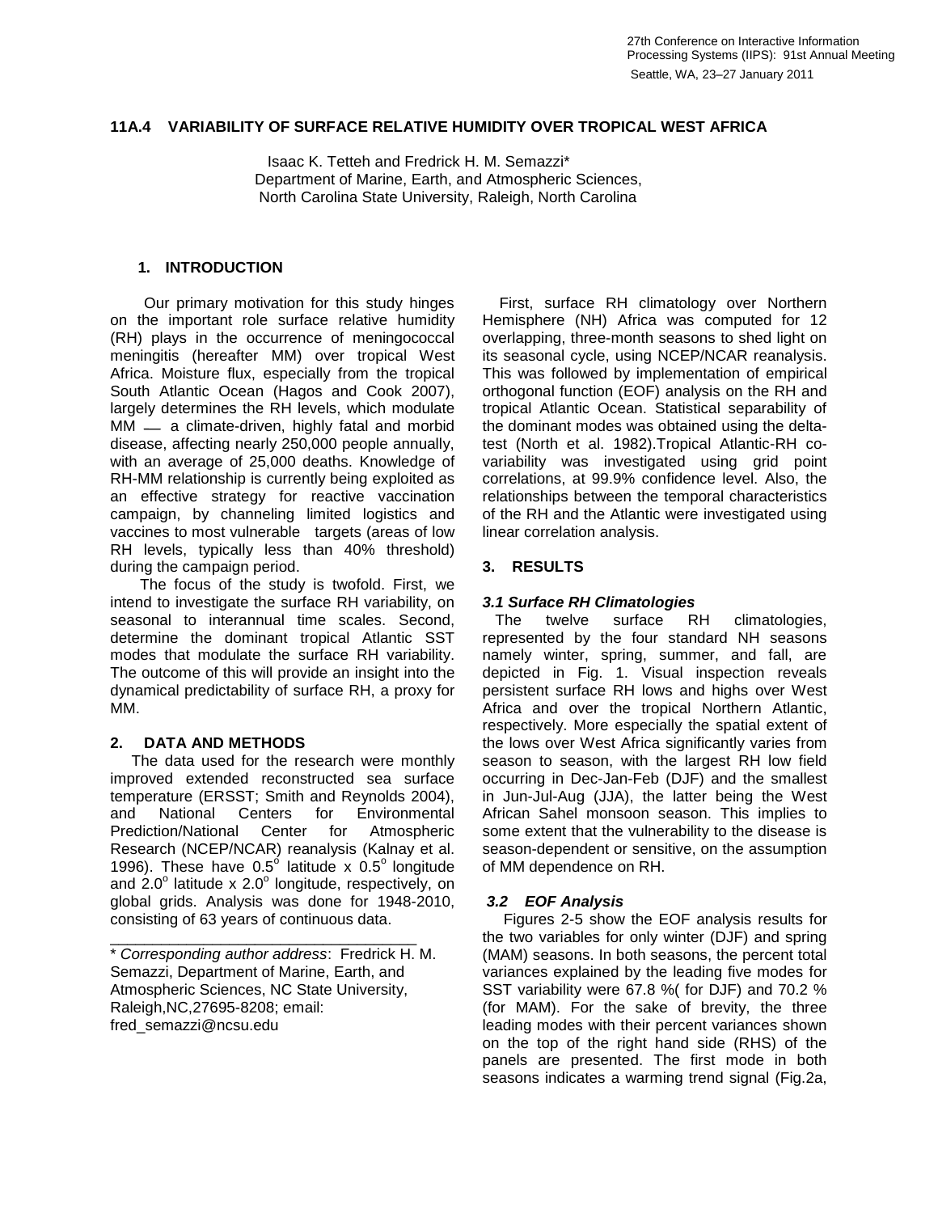# 11A.4 VARIABILITY OF SURFACE RELATIVE HUMIDITY OVER TROPICAL WEST AFRICA

Isaac K. Tetteh and Fredrick H. M. Semazzi*
Department of Marine, Earth, and Atmospheric Sciences,
North Carolina State University, Raleigh, North Carolina

## 1. INTRODUCTION

Our primary motivation for this study hinges on the important role surface relative humidity (RH) plays in the occurrence of meningococcal meningitis (hereafter MM) over tropical West Africa. Moisture flux, especially from the tropical South Atlantic Ocean (Hagos and Cook 2007), largely determines the RH levels, which modulate MM — a climate-driven, highly fatal and morbid disease, affecting nearly 250,000 people annually, with an average of 25,000 deaths. Knowledge of RH-MM relationship is currently being exploited as an effective strategy for reactive vaccination campaign, by channeling limited logistics and vaccines to most vulnerable targets (areas of low RH levels, typically less than 40% threshold) during the campaign period.

The focus of the study is twofold. First, we intend to investigate the surface RH variability, on seasonal to interannual time scales. Second, determine the dominant tropical Atlantic SST modes that modulate the surface RH variability. The outcome of this will provide an insight into the dynamical predictability of surface RH, a proxy for MM.

## 2. DATA AND METHODS

The data used for the research were monthly improved extended reconstructed sea surface temperature (ERSST; Smith and Reynolds 2004), and National Centers for Environmental Prediction/National Center for Atmospheric Research (NCEP/NCAR) reanalysis (Kalnay et al. 1996). These have $0.5^{o}$ latitude x $0.5^{o}$ longitude and $2.0^{o}$ latitude x $2.0^{o}$ longitude, respectively, on global grids. Analysis was done for 1948-2010, consisting of 63 years of continuous data.

First, surface RH climatology over Northern Hemisphere (NH) Africa was computed for 12 overlapping, three-month seasons to shed light on its seasonal cycle, using NCEP/NCAR reanalysis. This was followed by implementation of empirical orthogonal function (EOF) analysis on the RH and tropical Atlantic Ocean. Statistical separability of the dominant modes was obtained using the delta-test (North et al. 1982).Tropical Atlantic-RH co-variability was investigated using grid point correlations, at 99.9% confidence level. Also, the relationships between the temporal characteristics of the RH and the Atlantic were investigated using linear correlation analysis.

## 3. RESULTS

### *3.1 Surface RH Climatologies*

The twelve surface RH climatologies, represented by the four standard NH seasons namely winter, spring, summer, and fall, are depicted in Fig. 1. Visual inspection reveals persistent surface RH lows and highs over West Africa and over the tropical Northern Atlantic, respectively. More especially the spatial extent of the lows over West Africa significantly varies from season to season, with the largest RH low field occurring in Dec-Jan-Feb (DJF) and the smallest in Jun-Jul-Aug (JJA), the latter being the West African Sahel monsoon season. This implies to some extent that the vulnerability to the disease is season-dependent or sensitive, on the assumption of MM dependence on RH.

### *3.2 EOF Analysis*

Figures 2-5 show the EOF analysis results for the two variables for only winter (DJF) and spring (MAM) seasons. In both seasons, the percent total variances explained by the leading five modes for SST variability were 67.8 %( for DJF) and 70.2 % (for MAM). For the sake of brevity, the three leading modes with their percent variances shown on the top of the right hand side (RHS) of the panels are presented. The first mode in both seasons indicates a warming trend signal (Fig.2a,

---

\* *Corresponding author address*: Fredrick H. M. Semazzi, Department of Marine, Earth, and Atmospheric Sciences, NC State University, Raleigh,NC,27695-8208; email: fred_semazzi@ncsu.edu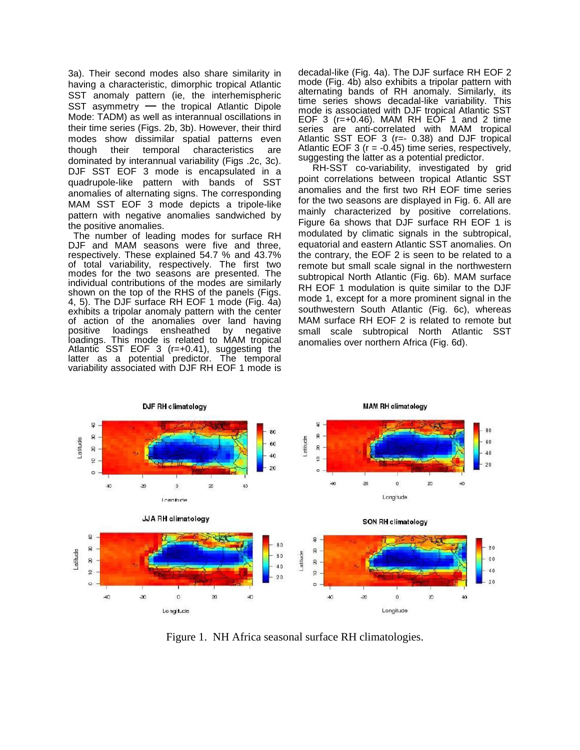3a). Their second modes also share similarity in having a characteristic, dimorphic tropical Atlantic SST anomaly pattern (ie, the interhemispheric SST asymmetry — the tropical Atlantic Dipole Mode: TADM) as well as interannual oscillations in their time series (Figs. 2b, 3b). However, their third modes show dissimilar spatial patterns even though their temporal characteristics are dominated by interannual variability (Figs .2c, 3c). DJF SST EOF 3 mode is encapsulated in a quadrupole-like pattern with bands of SST anomalies of alternating signs. The corresponding MAM SST EOF 3 mode depicts a tripole-like pattern with negative anomalies sandwiched by the positive anomalies.

The number of leading modes for surface RH DJF and MAM seasons were five and three, respectively. These explained 54.7 % and 43.7% of total variability, respectively. The first two modes for the two seasons are presented. The individual contributions of the modes are similarly shown on the top of the RHS of the panels (Figs. 4, 5). The DJF surface RH EOF 1 mode (Fig. 4a) exhibits a tripolar anomaly pattern with the center of action of the anomalies over land having positive loadings ensheathed by negative loadings. This mode is related to MAM tropical Atlantic SST EOF 3 (r=+0.41), suggesting the latter as a potential predictor. The temporal variability associated with DJF RH EOF 1 mode is decadal-like (Fig. 4a). The DJF surface RH EOF 2 mode (Fig. 4b) also exhibits a tripolar pattern with alternating bands of RH anomaly. Similarly, its time series shows decadal-like variability. This mode is associated with DJF tropical Atlantic SST EOF 3 (r=+0.46). MAM RH EOF 1 and 2 time series are anti-correlated with MAM tropical Atlantic SST EOF 3 (r=- 0.38) and DJF tropical Atlantic EOF 3 (r = -0.45) time series, respectively, suggesting the latter as a potential predictor.

RH-SST co-variability, investigated by grid point correlations between tropical Atlantic SST anomalies and the first two RH EOF time series for the two seasons are displayed in Fig. 6. All are mainly characterized by positive correlations. Figure 6a shows that DJF surface RH EOF 1 is modulated by climatic signals in the subtropical, equatorial and eastern Atlantic SST anomalies. On the contrary, the EOF 2 is seen to be related to a remote but small scale signal in the northwestern subtropical North Atlantic (Fig. 6b). MAM surface RH EOF 1 modulation is quite similar to the DJF mode 1, except for a more prominent signal in the southwestern South Atlantic (Fig. 6c), whereas MAM surface RH EOF 2 is related to remote but small scale subtropical North Atlantic SST anomalies over northern Africa (Fig. 6d).

Figure 1. NH Africa seasonal surface RH climatologies.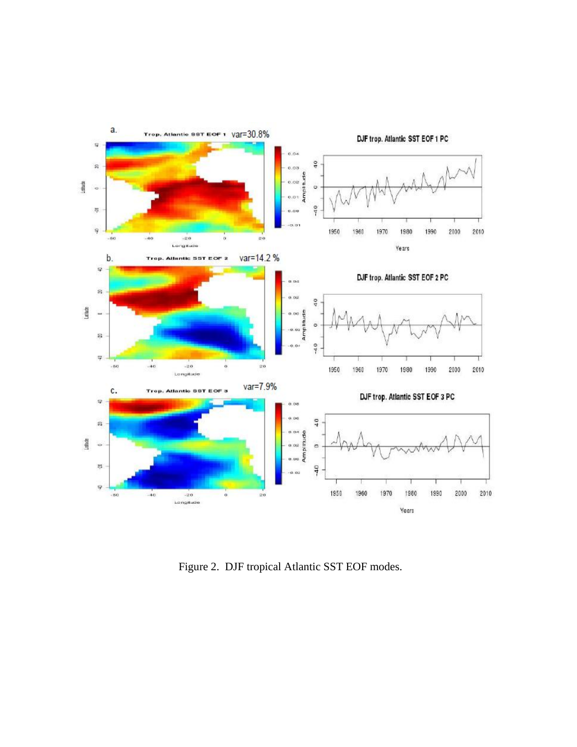Figure 2. DJF tropical Atlantic SST EOF modes.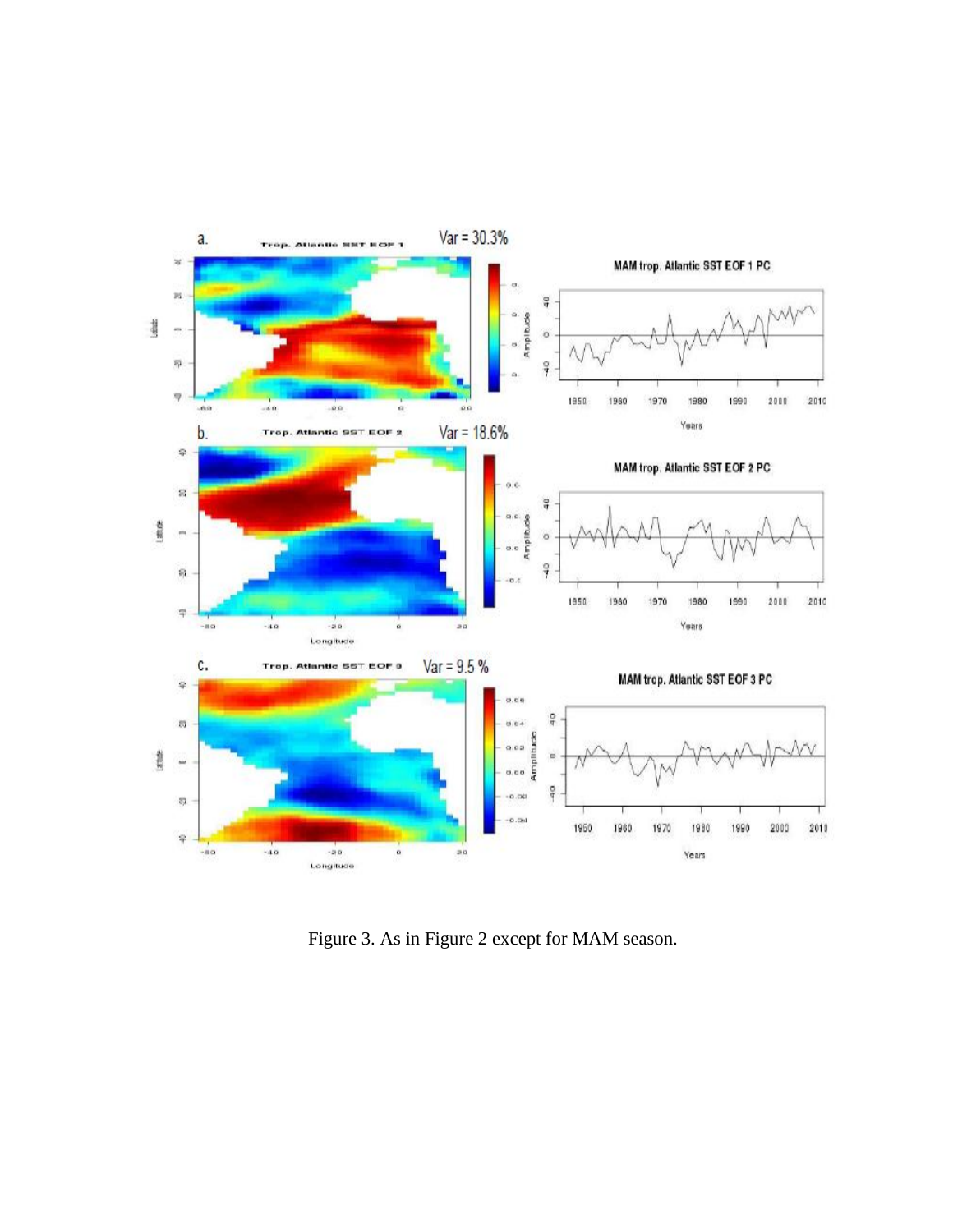Figure 3. As in Figure 2 except for MAM season.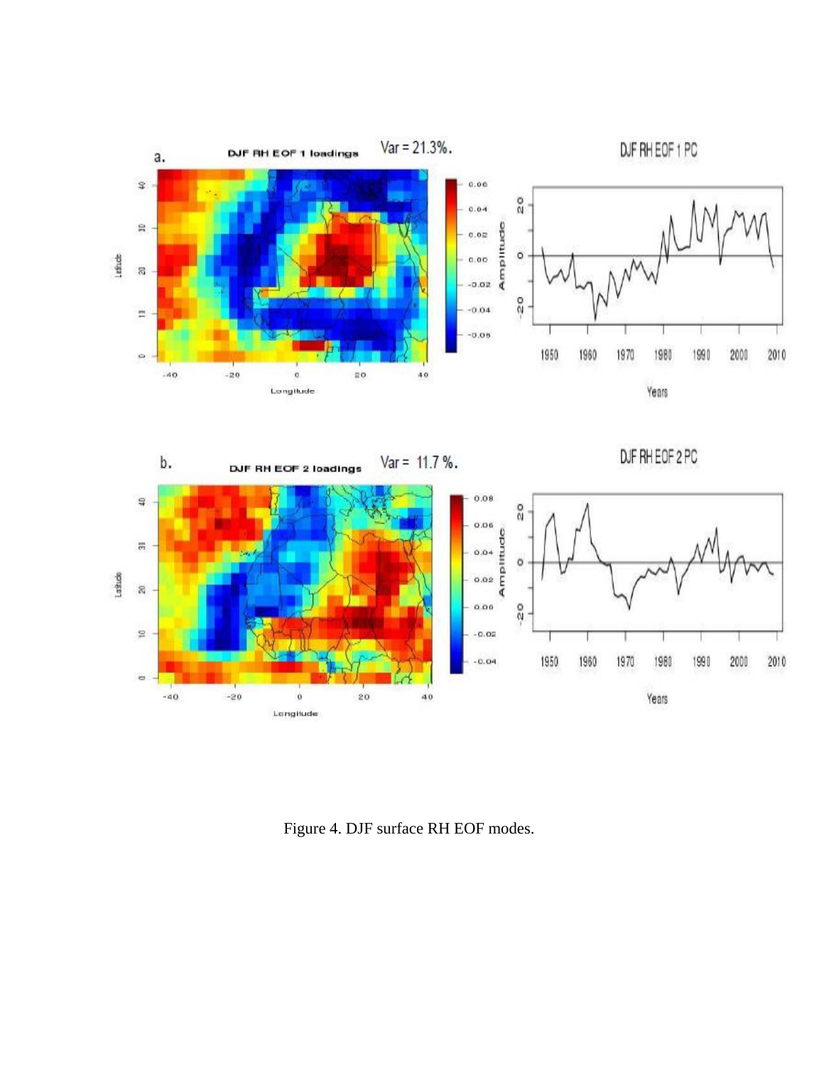Figure 4. DJF surface RH EOF modes.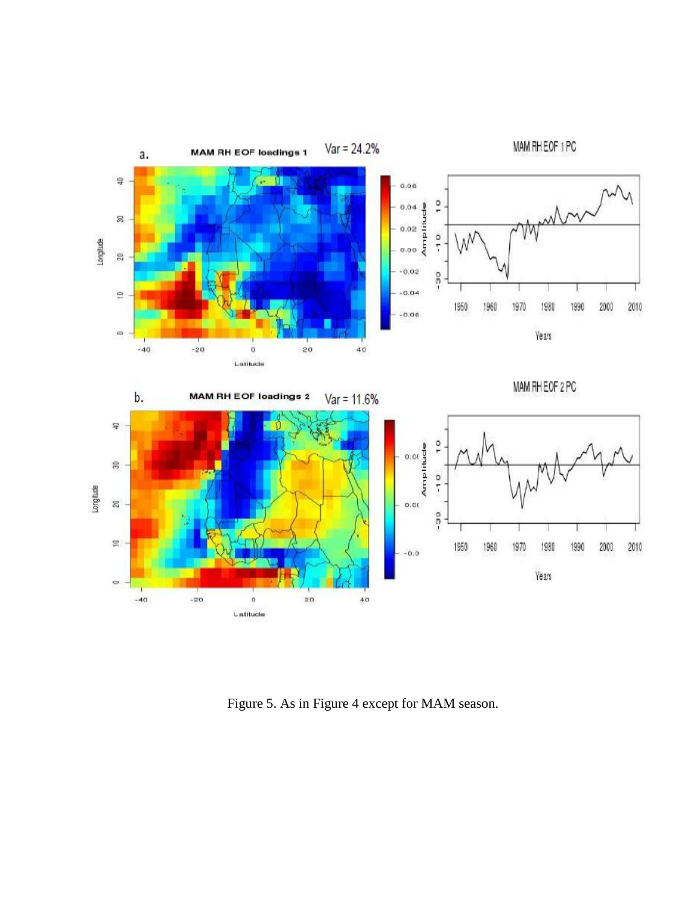Figure 5. As in Figure 4 except for MAM season.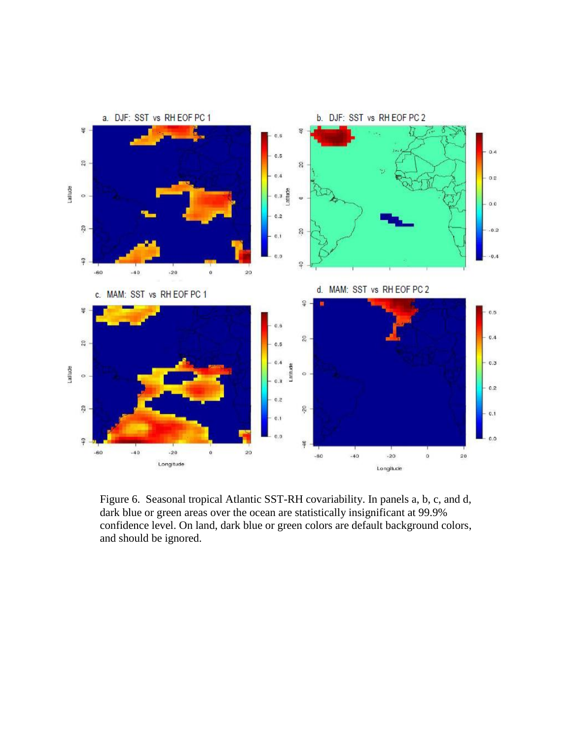Figure 6. Seasonal tropical Atlantic SST-RH covariability. In panels a, b, c, and d, dark blue or green areas over the ocean are statistically insignificant at 99.9% confidence level. On land, dark blue or green colors are default background colors, and should be ignored.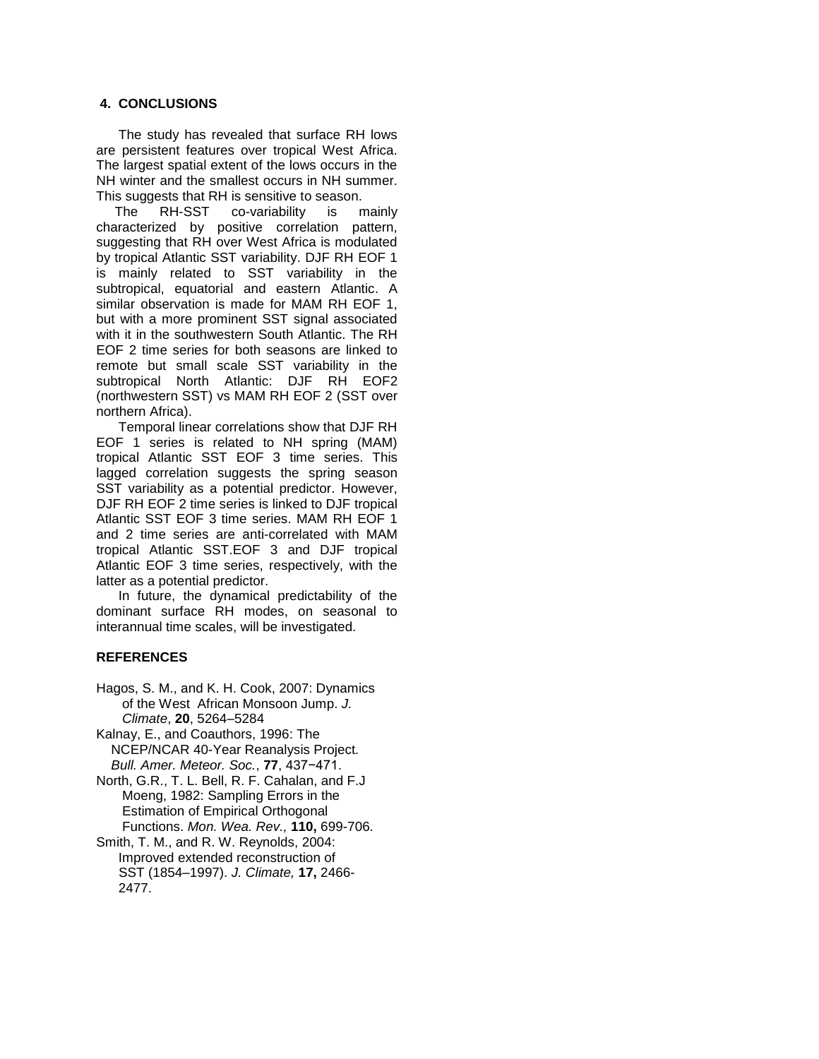## 4. CONCLUSIONS

The study has revealed that surface RH lows are persistent features over tropical West Africa. The largest spatial extent of the lows occurs in the NH winter and the smallest occurs in NH summer. This suggests that RH is sensitive to season.

The RH-SST co-variability is mainly characterized by positive correlation pattern, suggesting that RH over West Africa is modulated by tropical Atlantic SST variability. DJF RH EOF 1 is mainly related to SST variability in the subtropical, equatorial and eastern Atlantic. A similar observation is made for MAM RH EOF 1, but with a more prominent SST signal associated with it in the southwestern South Atlantic. The RH EOF 2 time series for both seasons are linked to remote but small scale SST variability in the subtropical North Atlantic: DJF RH EOF2 (northwestern SST) vs MAM RH EOF 2 (SST over northern Africa).

Temporal linear correlations show that DJF RH EOF 1 series is related to NH spring (MAM) tropical Atlantic SST EOF 3 time series. This lagged correlation suggests the spring season SST variability as a potential predictor. However, DJF RH EOF 2 time series is linked to DJF tropical Atlantic SST EOF 3 time series. MAM RH EOF 1 and 2 time series are anti-correlated with MAM tropical Atlantic SST.EOF 3 and DJF tropical Atlantic EOF 3 time series, respectively, with the latter as a potential predictor.

In future, the dynamical predictability of the dominant surface RH modes, on seasonal to interannual time scales, will be investigated.

## REFERENCES

Hagos, S. M., and K. H. Cook, 2007: Dynamics of the West African Monsoon Jump. *J. Climate*, **20**, 5264–5284

Kalnay, E., and Coauthors, 1996: The NCEP/NCAR 40-Year Reanalysis Project. *Bull. Amer. Meteor. Soc.*, **77**, 437−471.

North, G.R., T. L. Bell, R. F. Cahalan, and F.J Moeng, 1982: Sampling Errors in the Estimation of Empirical Orthogonal Functions. *Mon. Wea. Rev.,* **110,** 699-706.

Smith, T. M., and R. W. Reynolds, 2004: Improved extended reconstruction of SST (1854–1997). *J. Climate,* **17,** 2466-2477.